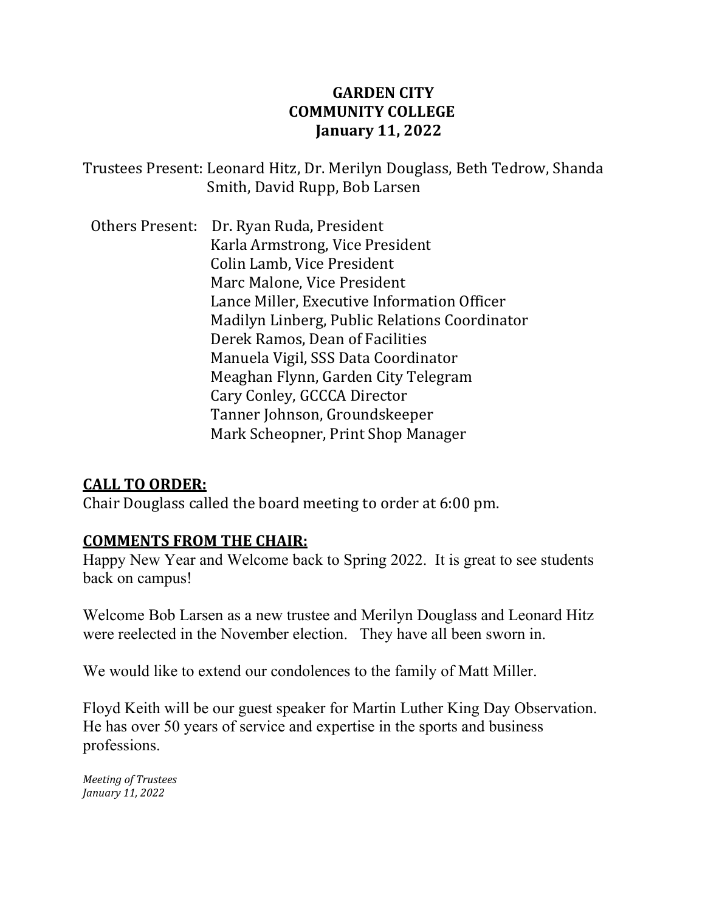# GARDEN CITY COMMUNITY COLLEGE
## January 11, 2022

Trustees Present: Leonard Hitz, Dr. Merilyn Douglass, Beth Tedrow, Shanda Smith, David Rupp, Bob Larsen

Others Present:
- Dr. Ryan Ruda, President
- Karla Armstrong, Vice President
- Colin Lamb, Vice President
- Marc Malone, Vice President
- Lance Miller, Executive Information Officer
- Madilyn Linberg, Public Relations Coordinator
- Derek Ramos, Dean of Facilities
- Manuela Vigil, SSS Data Coordinator
- Meaghan Flynn, Garden City Telegram
- Cary Conley, GCCCA Director
- Tanner Johnson, Groundskeeper
- Mark Scheopner, Print Shop Manager

**CALL TO ORDER:**

Chair Douglass called the board meeting to order at 6:00 pm.

**COMMENTS FROM THE CHAIR:**

Happy New Year and Welcome back to Spring 2022. It is great to see students back on campus!

Welcome Bob Larsen as a new trustee and Merilyn Douglass and Leonard Hitz were reelected in the November election. They have all been sworn in.

We would like to extend our condolences to the family of Matt Miller.

Floyd Keith will be our guest speaker for Martin Luther King Day Observation. He has over 50 years of service and expertise in the sports and business professions.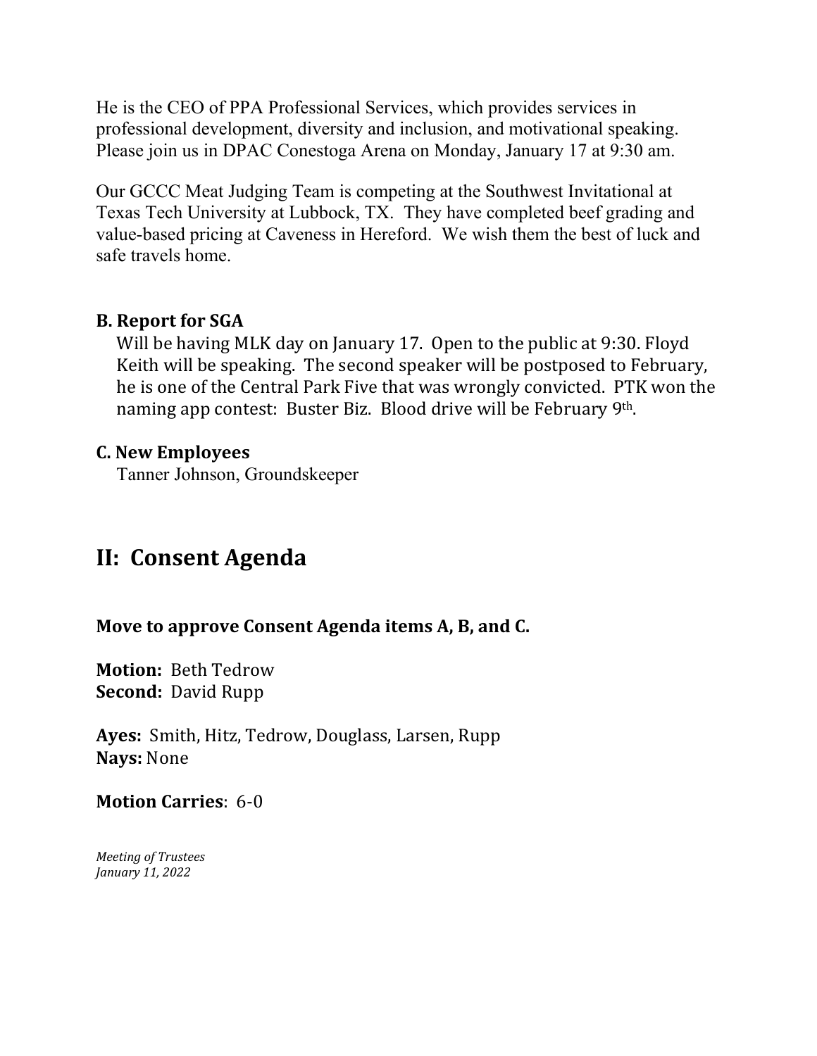He is the CEO of PPA Professional Services, which provides services in professional development, diversity and inclusion, and motivational speaking. Please join us in DPAC Conestoga Arena on Monday, January 17 at 9:30 am.

Our GCCC Meat Judging Team is competing at the Southwest Invitational at Texas Tech University at Lubbock, TX. They have completed beef grading and value-based pricing at Caveness in Hereford. We wish them the best of luck and safe travels home.

### B. Report for SGA

Will be having MLK day on January 17. Open to the public at 9:30. Floyd Keith will be speaking. The second speaker will be postposed to February, he is one of the Central Park Five that was wrongly convicted. PTK won the naming app contest: Buster Biz. Blood drive will be February 9th.

### C. New Employees

Tanner Johnson, Groundskeeper

## II: Consent Agenda

**Move to approve Consent Agenda items A, B, and C.**

**Motion:** Beth Tedrow
**Second:** David Rupp

**Ayes:** Smith, Hitz, Tedrow, Douglass, Larsen, Rupp
**Nays:** None

**Motion Carries**: 6-0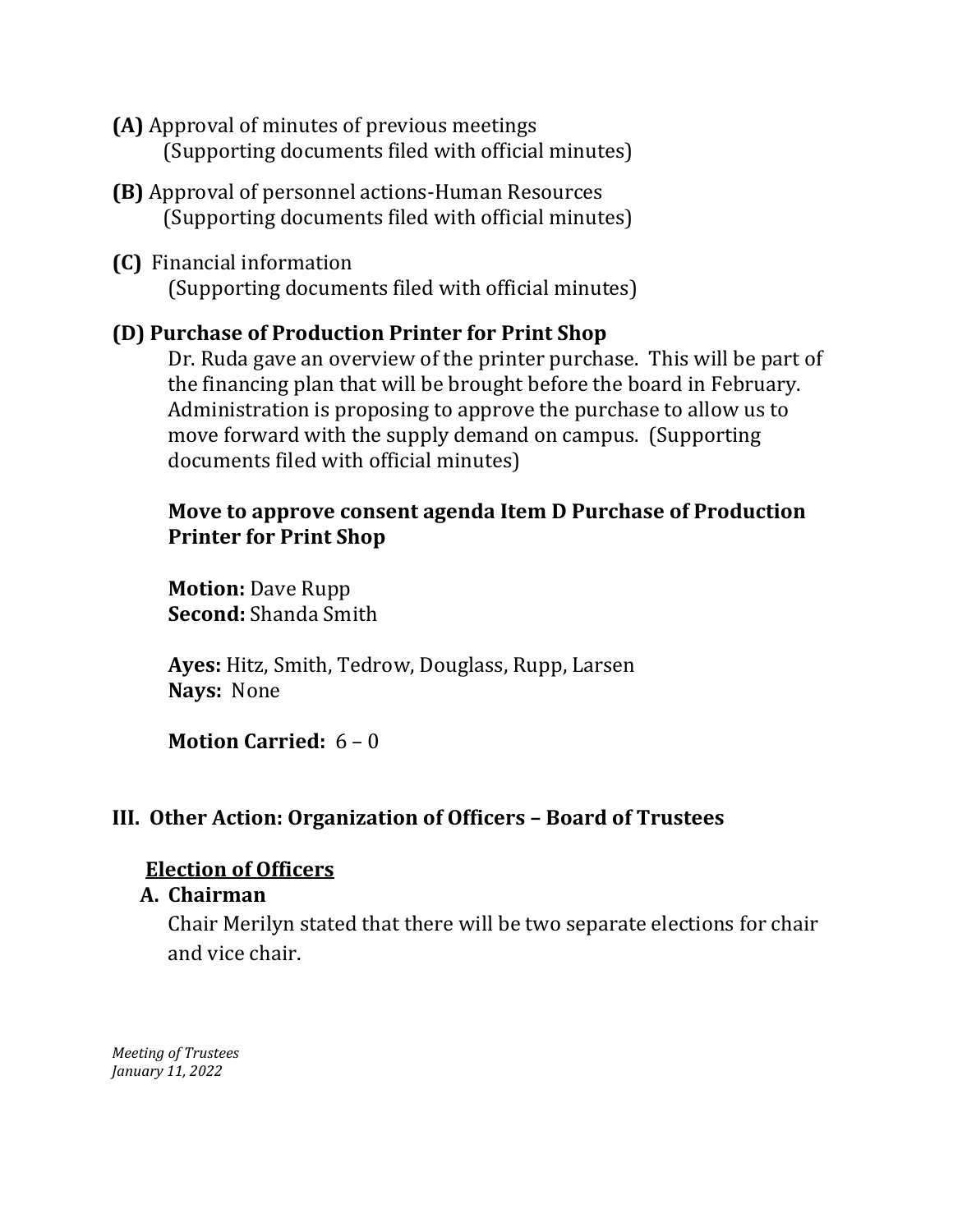**(A)** Approval of minutes of previous meetings
(Supporting documents filed with official minutes)

**(B)** Approval of personnel actions-Human Resources
(Supporting documents filed with official minutes)

**(C)** Financial information
(Supporting documents filed with official minutes)

**(D) Purchase of Production Printer for Print Shop**

Dr. Ruda gave an overview of the printer purchase. This will be part of the financing plan that will be brought before the board in February. Administration is proposing to approve the purchase to allow us to move forward with the supply demand on campus. (Supporting documents filed with official minutes)

**Move to approve consent agenda Item D Purchase of Production Printer for Print Shop**

**Motion:** Dave Rupp
**Second:** Shanda Smith

**Ayes:** Hitz, Smith, Tedrow, Douglass, Rupp, Larsen
**Nays:** None

**Motion Carried:** 6 – 0

## III. Other Action: Organization of Officers – Board of Trustees

### Election of Officers

**A. Chairman**

Chair Merilyn stated that there will be two separate elections for chair and vice chair.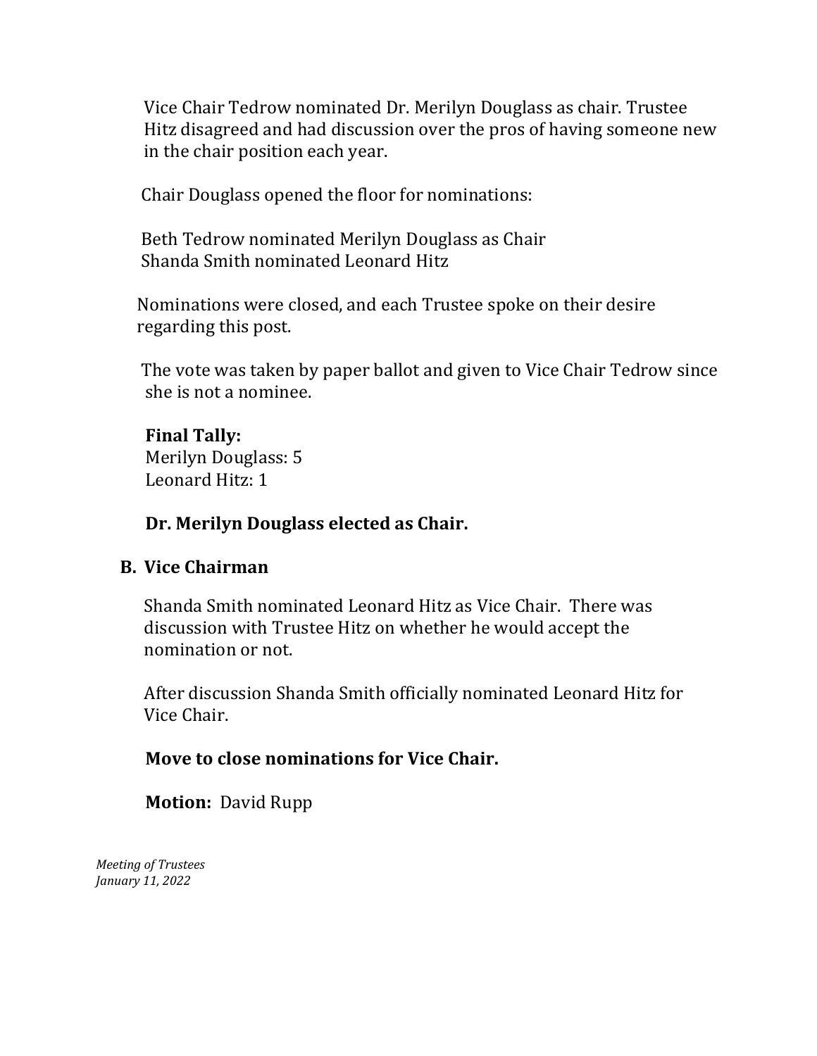Vice Chair Tedrow nominated Dr. Merilyn Douglass as chair. Trustee Hitz disagreed and had discussion over the pros of having someone new in the chair position each year.

Chair Douglass opened the floor for nominations:

Beth Tedrow nominated Merilyn Douglass as Chair
Shanda Smith nominated Leonard Hitz

Nominations were closed, and each Trustee spoke on their desire regarding this post.

The vote was taken by paper ballot and given to Vice Chair Tedrow since she is not a nominee.

**Final Tally:**
Merilyn Douglass: 5
Leonard Hitz: 1

**Dr. Merilyn Douglass elected as Chair.**

**B. Vice Chairman**

Shanda Smith nominated Leonard Hitz as Vice Chair. There was discussion with Trustee Hitz on whether he would accept the nomination or not.

After discussion Shanda Smith officially nominated Leonard Hitz for Vice Chair.

**Move to close nominations for Vice Chair.**

**Motion:** David Rupp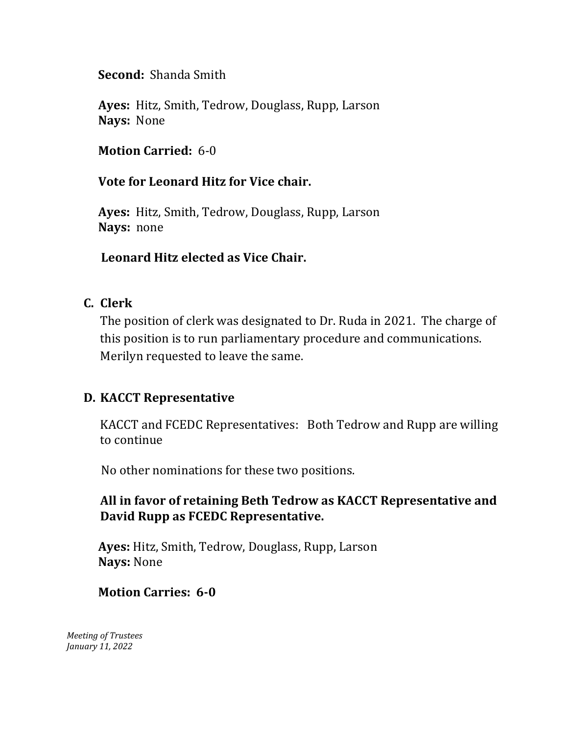**Second:** Shanda Smith

**Ayes:** Hitz, Smith, Tedrow, Douglass, Rupp, Larson
**Nays:** None

**Motion Carried:** 6-0

**Vote for Leonard Hitz for Vice chair.**

**Ayes:** Hitz, Smith, Tedrow, Douglass, Rupp, Larson
**Nays:** none

**Leonard Hitz elected as Vice Chair.**

**C. Clerk**

The position of clerk was designated to Dr. Ruda in 2021. The charge of this position is to run parliamentary procedure and communications. Merilyn requested to leave the same.

**D. KACCT Representative**

KACCT and FCEDC Representatives: Both Tedrow and Rupp are willing to continue

No other nominations for these two positions.

**All in favor of retaining Beth Tedrow as KACCT Representative and David Rupp as FCEDC Representative.**

**Ayes:** Hitz, Smith, Tedrow, Douglass, Rupp, Larson
**Nays:** None

**Motion Carries: 6-0**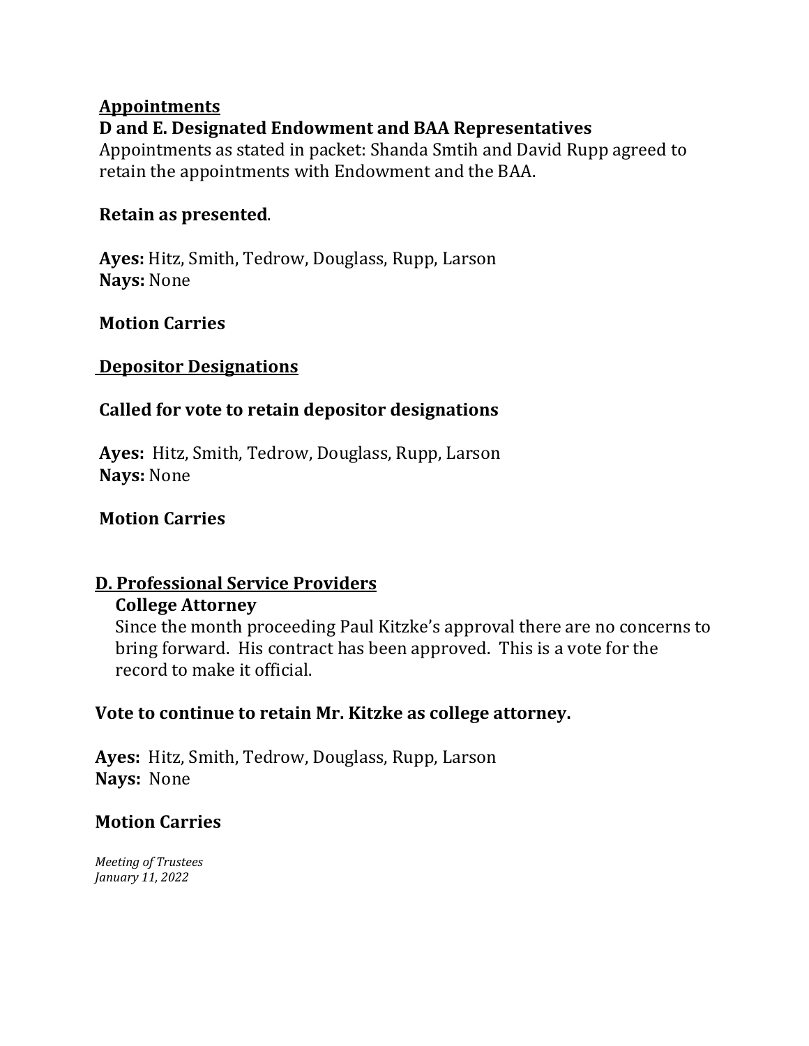**Appointments**

**D and E. Designated Endowment and BAA Representatives**

Appointments as stated in packet: Shanda Smtih and David Rupp agreed to retain the appointments with Endowment and the BAA.

**Retain as presented**.

**Ayes:** Hitz, Smith, Tedrow, Douglass, Rupp, Larson
**Nays:** None

**Motion Carries**

**Depositor Designations**

**Called for vote to retain depositor designations**

**Ayes:** Hitz, Smith, Tedrow, Douglass, Rupp, Larson
**Nays:** None

**Motion Carries**

**D. Professional Service Providers**

**College Attorney**

Since the month proceeding Paul Kitzke's approval there are no concerns to bring forward. His contract has been approved. This is a vote for the record to make it official.

**Vote to continue to retain Mr. Kitzke as college attorney.**

**Ayes:** Hitz, Smith, Tedrow, Douglass, Rupp, Larson
**Nays:** None

**Motion Carries**

*Meeting of Trustees*
*January 11, 2022*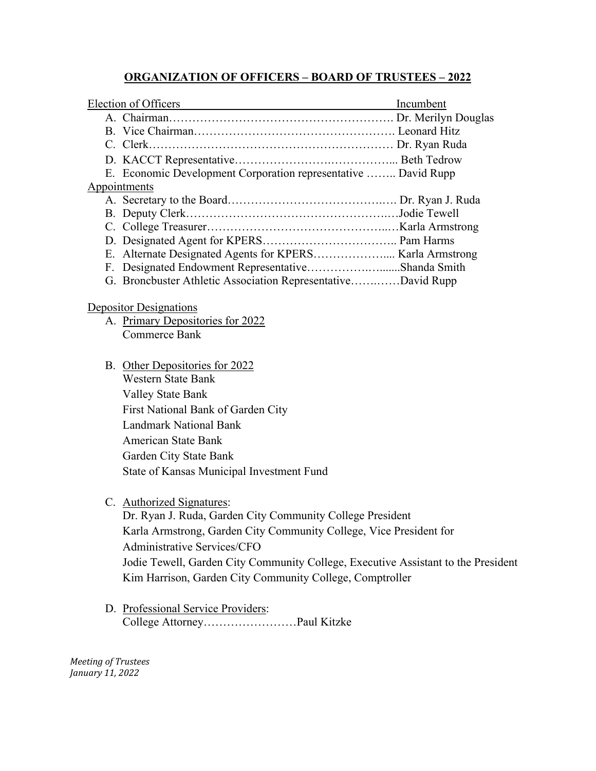## ORGANIZATION OF OFFICERS – BOARD OF TRUSTEES – 2022

Election of Officers — Incumbent

A. Chairman…………………………………………………. Dr. Merilyn Douglas
B. Vice Chairman……………………………………………. Leonard Hitz
C. Clerk……………………………………………………… Dr. Ryan Ruda
D. KACCT Representative…………………………………... Beth Tedrow
E. Economic Development Corporation representative …….. David Rupp

Appointments

A. Secretary to the Board……………………………………. Dr. Ryan J. Ruda
B. Deputy Clerk………………………………………………Jodie Tewell
C. College Treasurer…………………………………………Karla Armstrong
D. Designated Agent for KPERS…………………………….. Pam Harms
E. Alternate Designated Agents for KPERS……………….... Karla Armstrong
F. Designated Endowment Representative……………........Shanda Smith
G. Broncbuster Athletic Association Representative…………David Rupp

Depositor Designations

A. Primary Depositories for 2022
   Commerce Bank

B. Other Depositories for 2022
   Western State Bank
   Valley State Bank
   First National Bank of Garden City
   Landmark National Bank
   American State Bank
   Garden City State Bank
   State of Kansas Municipal Investment Fund

C. Authorized Signatures:
   Dr. Ryan J. Ruda, Garden City Community College President
   Karla Armstrong, Garden City Community College, Vice President for Administrative Services/CFO
   Jodie Tewell, Garden City Community College, Executive Assistant to the President
   Kim Harrison, Garden City Community College, Comptroller

D. Professional Service Providers:
   College Attorney……………………Paul Kitzke

*Meeting of Trustees*
*January 11, 2022*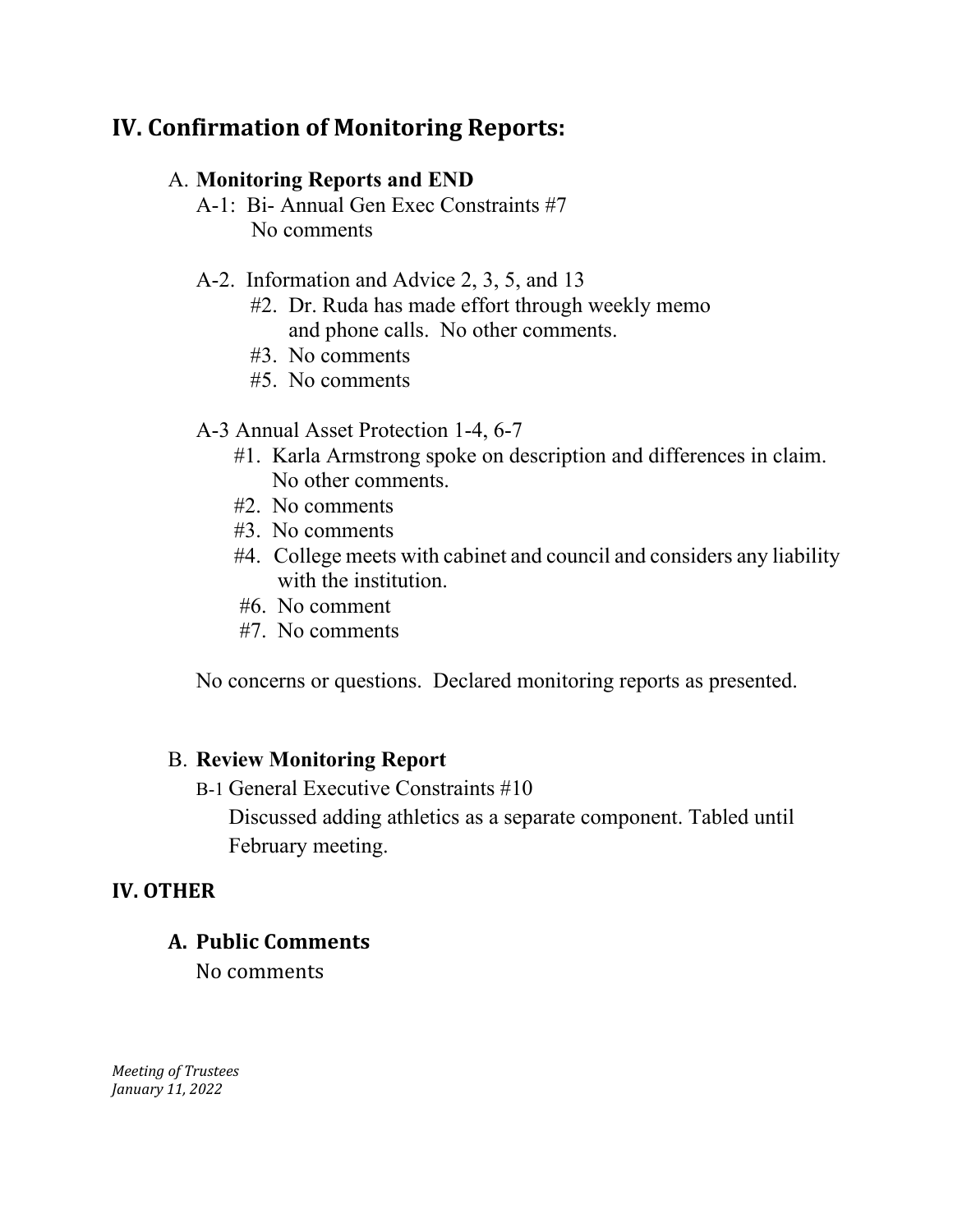## IV. Confirmation of Monitoring Reports:

A. **Monitoring Reports and END**

A-1: Bi- Annual Gen Exec Constraints #7
No comments

A-2. Information and Advice 2, 3, 5, and 13
- #2. Dr. Ruda has made effort through weekly memo and phone calls. No other comments.
- #3. No comments
- #5. No comments

A-3 Annual Asset Protection 1-4, 6-7
- #1. Karla Armstrong spoke on description and differences in claim. No other comments.
- #2. No comments
- #3. No comments
- #4. College meets with cabinet and council and considers any liability with the institution.
- #6. No comment
- #7. No comments

No concerns or questions. Declared monitoring reports as presented.

B. **Review Monitoring Report**

B-1 General Executive Constraints #10
Discussed adding athletics as a separate component. Tabled until February meeting.

## IV. OTHER

### A. Public Comments

No comments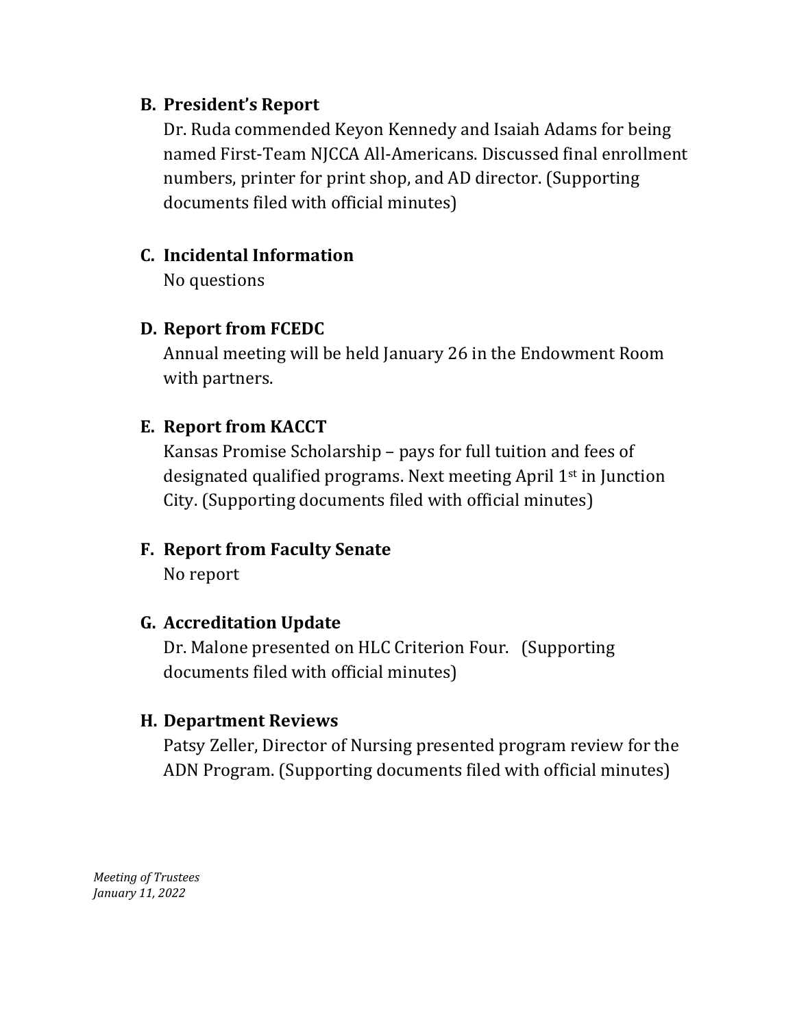**B. President's Report**

Dr. Ruda commended Keyon Kennedy and Isaiah Adams for being named First-Team NJCCA All-Americans. Discussed final enrollment numbers, printer for print shop, and AD director. (Supporting documents filed with official minutes)

**C. Incidental Information**

No questions

**D. Report from FCEDC**

Annual meeting will be held January 26 in the Endowment Room with partners.

**E. Report from KACCT**

Kansas Promise Scholarship – pays for full tuition and fees of designated qualified programs. Next meeting April 1st in Junction City. (Supporting documents filed with official minutes)

**F. Report from Faculty Senate**

No report

**G. Accreditation Update**

Dr. Malone presented on HLC Criterion Four. (Supporting documents filed with official minutes)

**H. Department Reviews**

Patsy Zeller, Director of Nursing presented program review for the ADN Program. (Supporting documents filed with official minutes)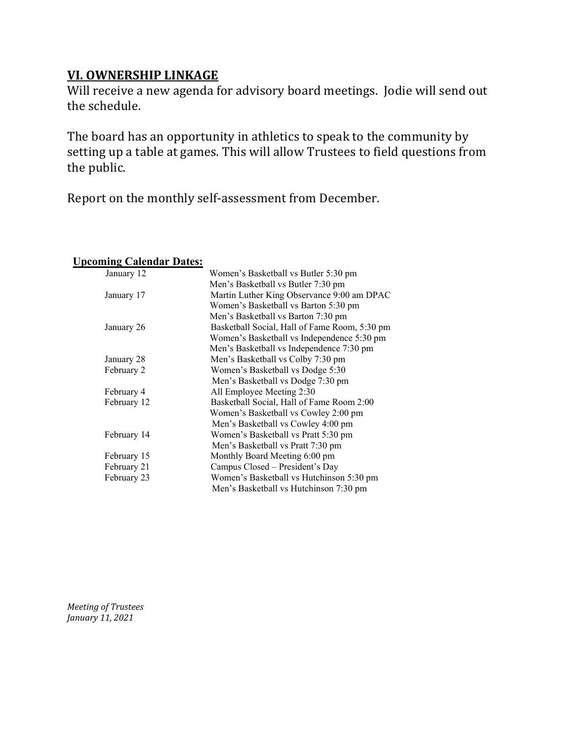## VI. OWNERSHIP LINKAGE

Will receive a new agenda for advisory board meetings. Jodie will send out the schedule.

The board has an opportunity in athletics to speak to the community by setting up a table at games. This will allow Trustees to field questions from the public.

Report on the monthly self-assessment from December.

**Upcoming Calendar Dates:**

| | |
|---|---|
| January 12 | Women's Basketball vs Butler 5:30 pm |
| | Men's Basketball vs Butler 7:30 pm |
| January 17 | Martin Luther King Observance 9:00 am DPAC |
| | Women's Basketball vs Barton 5:30 pm |
| | Men's Basketball vs Barton 7:30 pm |
| January 26 | Basketball Social, Hall of Fame Room, 5:30 pm |
| | Women's Basketball vs Independence 5:30 pm |
| | Men's Basketball vs Independence 7:30 pm |
| January 28 | Men's Basketball vs Colby 7:30 pm |
| February 2 | Women's Basketball vs Dodge 5:30 |
| | Men's Basketball vs Dodge 7:30 pm |
| February 4 | All Employee Meeting 2:30 |
| February 12 | Basketball Social, Hall of Fame Room 2:00 |
| | Women's Basketball vs Cowley 2:00 pm |
| | Men's Basketball vs Cowley 4:00 pm |
| February 14 | Women's Basketball vs Pratt 5:30 pm |
| | Men's Basketball vs Pratt 7:30 pm |
| February 15 | Monthly Board Meeting 6:00 pm |
| February 21 | Campus Closed – President's Day |
| February 23 | Women's Basketball vs Hutchinson 5:30 pm |
| | Men's Basketball vs Hutchinson 7:30 pm |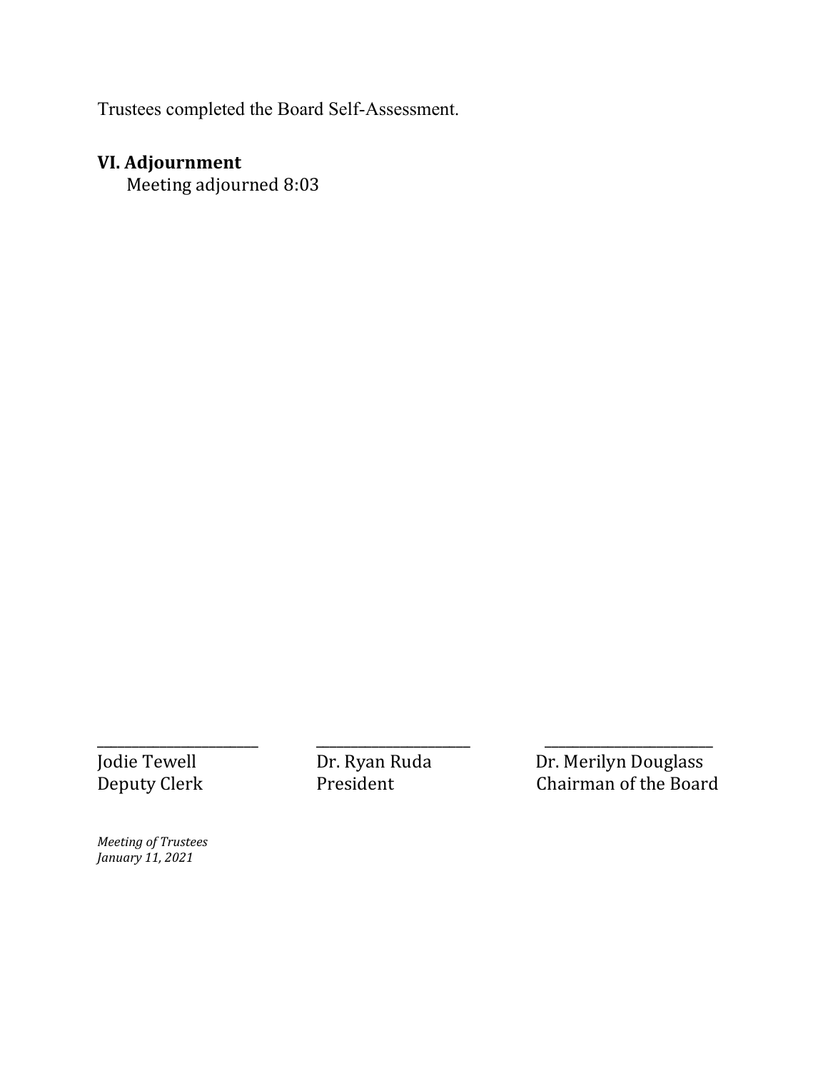Trustees completed the Board Self-Assessment.

## VI. Adjournment

Meeting adjourned 8:03

| | | |
|---|---|---|
| \_\_\_\_\_\_\_\_\_\_\_\_\_\_\_\_\_\_\_\_\_\_ | \_\_\_\_\_\_\_\_\_\_\_\_\_\_\_\_\_\_\_\_\_\_ | \_\_\_\_\_\_\_\_\_\_\_\_\_\_\_\_\_\_\_\_\_\_ |
| Jodie Tewell | Dr. Ryan Ruda | Dr. Merilyn Douglass |
| Deputy Clerk | President | Chairman of the Board |

*Meeting of Trustees*
*January 11, 2021*